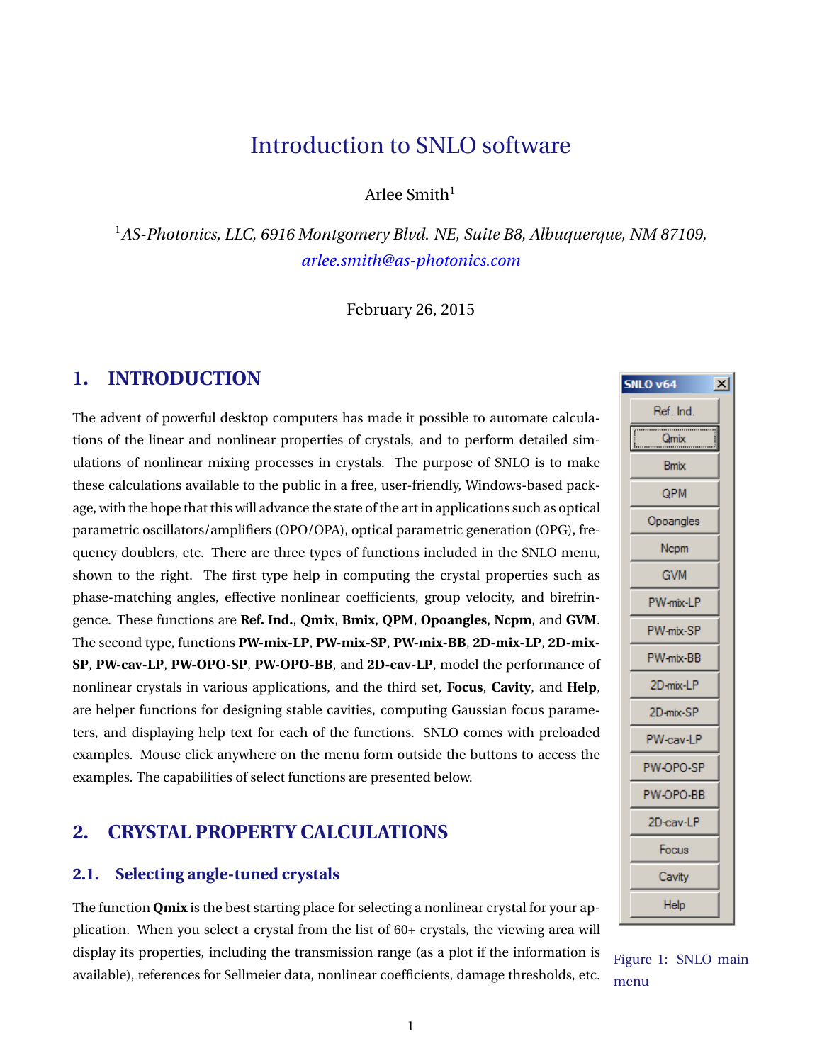# Introduction to SNLO software

Arlee Smith[1]

[1] *AS-Photonics, LLC, 6916 Montgomery Blvd. NE, Suite B8, Albuquerque, NM 87109,* *arlee.smith@as-photonics.com*

February 26, 2015

## 1. INTRODUCTION

The advent of powerful desktop computers has made it possible to automate calculations of the linear and nonlinear properties of crystals, and to perform detailed simulations of nonlinear mixing processes in crystals. The purpose of SNLO is to make these calculations available to the public in a free, user-friendly, Windows-based package, with the hope that this will advance the state of the art in applications such as optical parametric oscillators/amplifiers (OPO/OPA), optical parametric generation (OPG), frequency doublers, etc. There are three types of functions included in the SNLO menu, shown to the right. The first type help in computing the crystal properties such as phase-matching angles, effective nonlinear coefficients, group velocity, and birefringence. These functions are **Ref. Ind.**, **Qmix**, **Bmix**, **QPM**, **Opoangles**, **Ncpm**, and **GVM**. The second type, functions **PW-mix-LP**, **PW-mix-SP**, **PW-mix-BB**, **2D-mix-LP**, **2D-mix-SP**, **PW-cav-LP**, **PW-OPO-SP**, **PW-OPO-BB**, and **2D-cav-LP**, model the performance of nonlinear crystals in various applications, and the third set, **Focus**, **Cavity**, and **Help**, are helper functions for designing stable cavities, computing Gaussian focus parameters, and displaying help text for each of the functions. SNLO comes with preloaded examples. Mouse click anywhere on the menu form outside the buttons to access the examples. The capabilities of select functions are presented below.

SNLO v64

- Ref. Ind.
- Qmix
- Bmix
- QPM
- Opoangles
- Ncpm
- GVM
- PW-mix-LP
- PW-mix-SP
- PW-mix-BB
- 2D-mix-LP
- 2D-mix-SP
- PW-cav-LP
- PW-OPO-SP
- PW-OPO-BB
- 2D-cav-LP
- Focus
- Cavity
- Help

Figure 1: SNLO main menu

## 2. CRYSTAL PROPERTY CALCULATIONS

### 2.1. Selecting angle-tuned crystals

The function **Qmix** is the best starting place for selecting a nonlinear crystal for your application. When you select a crystal from the list of 60+ crystals, the viewing area will display its properties, including the transmission range (as a plot if the information is available), references for Sellmeier data, nonlinear coefficients, damage thresholds, etc.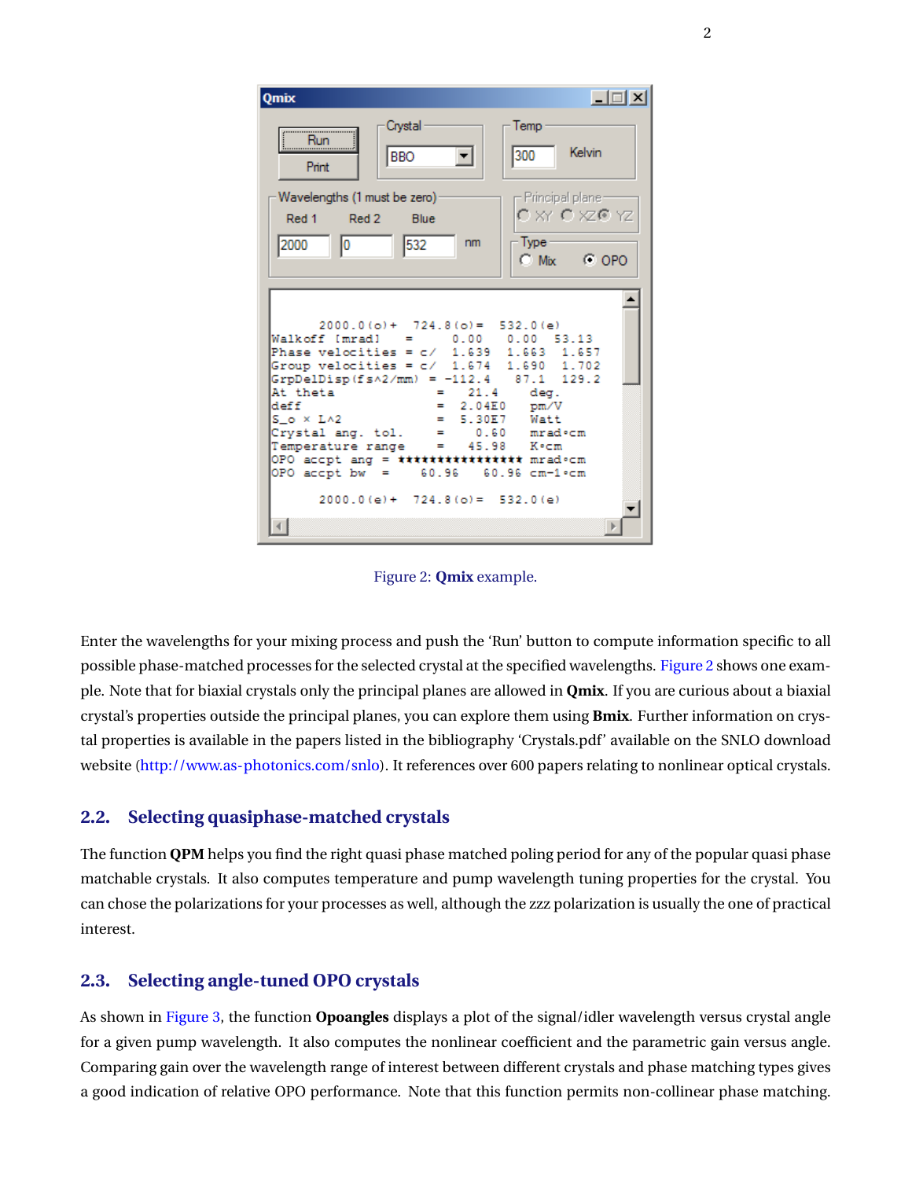Figure 2: **Qmix** example.

Enter the wavelengths for your mixing process and push the ‘Run’ button to compute information specific to all possible phase-matched processes for the selected crystal at the specified wavelengths. Figure 2 shows one example. Note that for biaxial crystals only the principal planes are allowed in **Qmix**. If you are curious about a biaxial crystal’s properties outside the principal planes, you can explore them using **Bmix**. Further information on crystal properties is available in the papers listed in the bibliography ‘Crystals.pdf’ available on the SNLO download website (http://www.as-photonics.com/snlo). It references over 600 papers relating to nonlinear optical crystals.

## 2.2. Selecting quasiphase-matched crystals

The function **QPM** helps you find the right quasi phase matched poling period for any of the popular quasi phase matchable crystals. It also computes temperature and pump wavelength tuning properties for the crystal. You can chose the polarizations for your processes as well, although the zzz polarization is usually the one of practical interest.

## 2.3. Selecting angle-tuned OPO crystals

As shown in Figure 3, the function **Opoangles** displays a plot of the signal/idler wavelength versus crystal angle for a given pump wavelength. It also computes the nonlinear coefficient and the parametric gain versus angle. Comparing gain over the wavelength range of interest between different crystals and phase matching types gives a good indication of relative OPO performance. Note that this function permits non-collinear phase matching.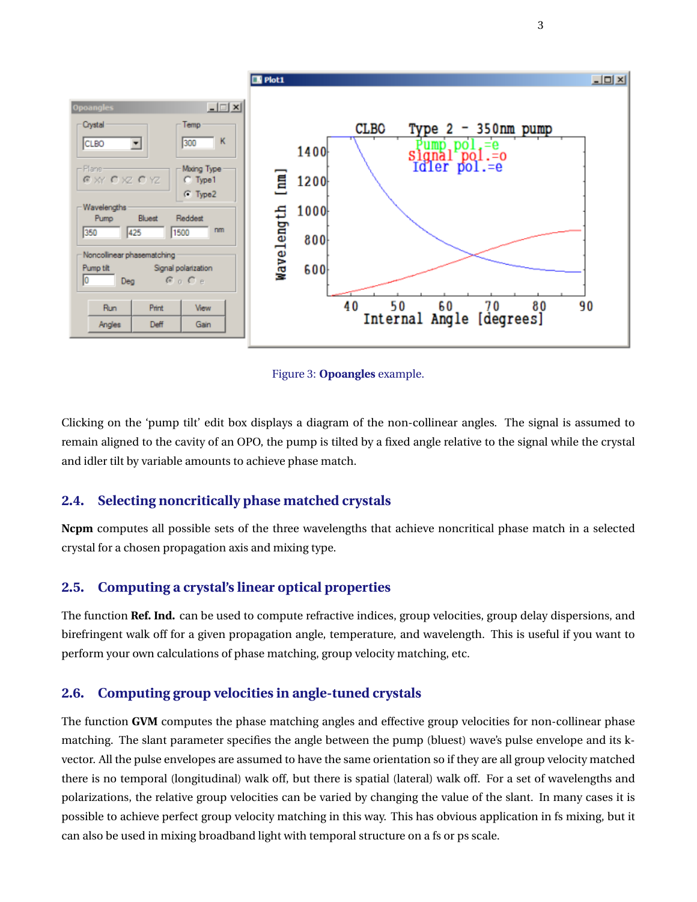Figure 3: **Opoangles** example.

Clicking on the 'pump tilt' edit box displays a diagram of the non-collinear angles. The signal is assumed to remain aligned to the cavity of an OPO, the pump is tilted by a fixed angle relative to the signal while the crystal and idler tilt by variable amounts to achieve phase match.

## 2.4. Selecting noncritically phase matched crystals

**Ncpm** computes all possible sets of the three wavelengths that achieve noncritical phase match in a selected crystal for a chosen propagation axis and mixing type.

## 2.5. Computing a crystal's linear optical properties

The function **Ref. Ind.** can be used to compute refractive indices, group velocities, group delay dispersions, and birefringent walk off for a given propagation angle, temperature, and wavelength. This is useful if you want to perform your own calculations of phase matching, group velocity matching, etc.

## 2.6. Computing group velocities in angle-tuned crystals

The function **GVM** computes the phase matching angles and effective group velocities for non-collinear phase matching. The slant parameter specifies the angle between the pump (bluest) wave's pulse envelope and its k-vector. All the pulse envelopes are assumed to have the same orientation so if they are all group velocity matched there is no temporal (longitudinal) walk off, but there is spatial (lateral) walk off. For a set of wavelengths and polarizations, the relative group velocities can be varied by changing the value of the slant. In many cases it is possible to achieve perfect group velocity matching in this way. This has obvious application in fs mixing, but it can also be used in mixing broadband light with temporal structure on a fs or ps scale.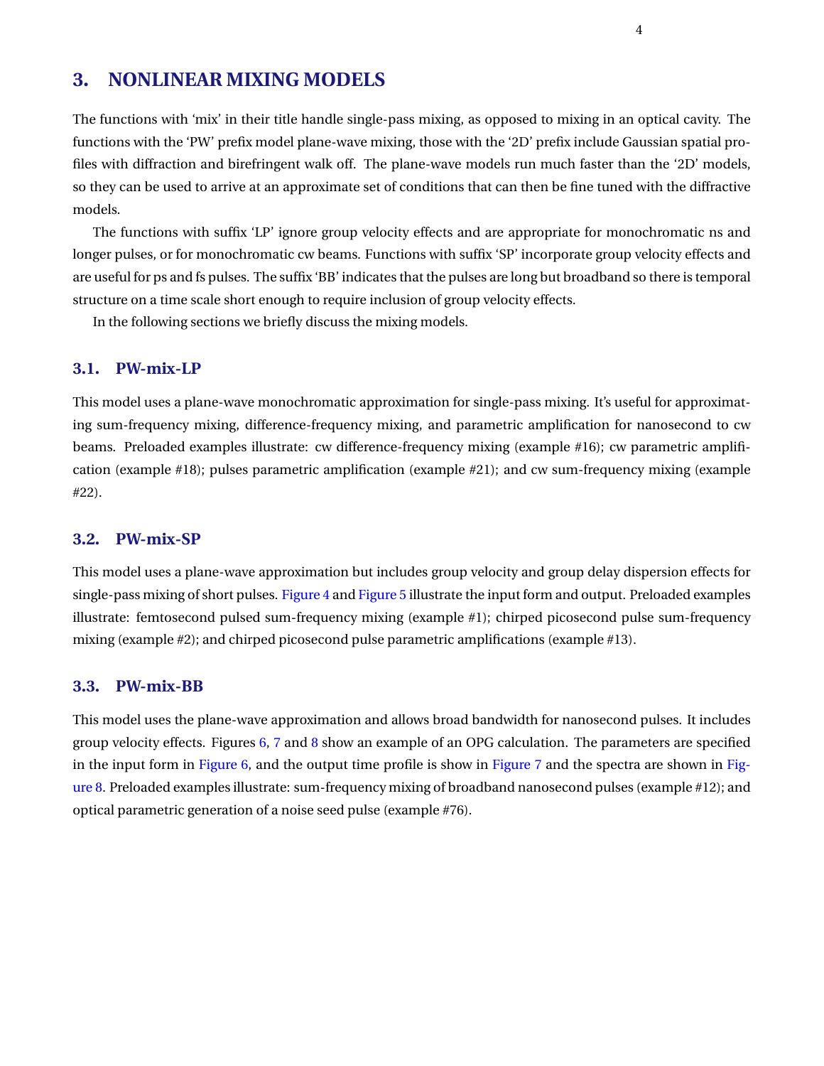## 3. NONLINEAR MIXING MODELS

The functions with 'mix' in their title handle single-pass mixing, as opposed to mixing in an optical cavity. The functions with the 'PW' prefix model plane-wave mixing, those with the '2D' prefix include Gaussian spatial profiles with diffraction and birefringent walk off. The plane-wave models run much faster than the '2D' models, so they can be used to arrive at an approximate set of conditions that can then be fine tuned with the diffractive models.

The functions with suffix 'LP' ignore group velocity effects and are appropriate for monochromatic ns and longer pulses, or for monochromatic cw beams. Functions with suffix 'SP' incorporate group velocity effects and are useful for ps and fs pulses. The suffix 'BB' indicates that the pulses are long but broadband so there is temporal structure on a time scale short enough to require inclusion of group velocity effects.

In the following sections we briefly discuss the mixing models.

### 3.1. PW-mix-LP

This model uses a plane-wave monochromatic approximation for single-pass mixing. It's useful for approximating sum-frequency mixing, difference-frequency mixing, and parametric amplification for nanosecond to cw beams. Preloaded examples illustrate: cw difference-frequency mixing (example #16); cw parametric amplification (example #18); pulses parametric amplification (example #21); and cw sum-frequency mixing (example #22).

### 3.2. PW-mix-SP

This model uses a plane-wave approximation but includes group velocity and group delay dispersion effects for single-pass mixing of short pulses. Figure 4 and Figure 5 illustrate the input form and output. Preloaded examples illustrate: femtosecond pulsed sum-frequency mixing (example #1); chirped picosecond pulse sum-frequency mixing (example #2); and chirped picosecond pulse parametric amplifications (example #13).

### 3.3. PW-mix-BB

This model uses the plane-wave approximation and allows broad bandwidth for nanosecond pulses. It includes group velocity effects. Figures 6, 7 and 8 show an example of an OPG calculation. The parameters are specified in the input form in Figure 6, and the output time profile is show in Figure 7 and the spectra are shown in Figure 8. Preloaded examples illustrate: sum-frequency mixing of broadband nanosecond pulses (example #12); and optical parametric generation of a noise seed pulse (example #76).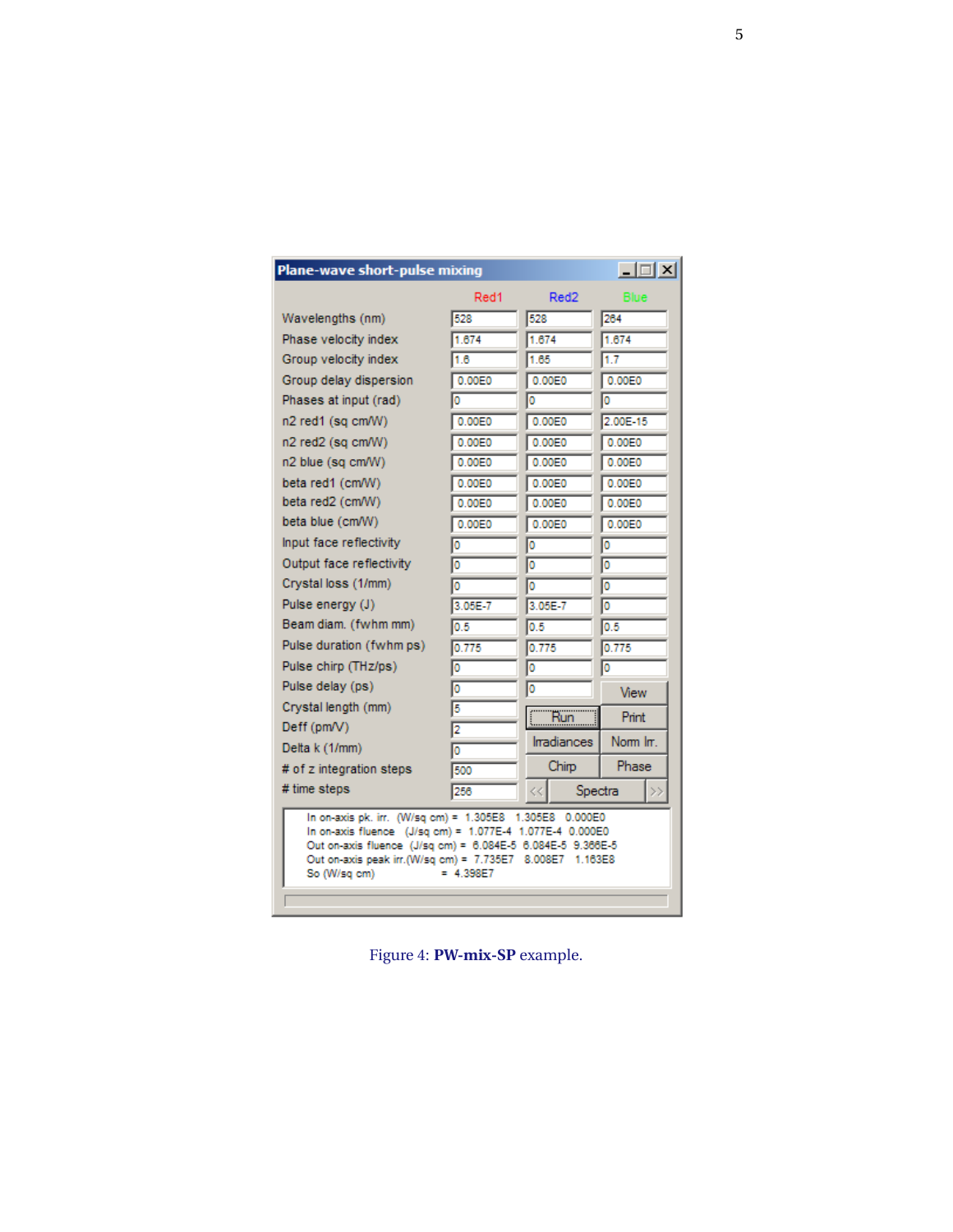**Plane-wave short-pulse mixing**

| | Red1 | Red2 | Blue |
|---|---|---|---|
| Wavelengths (nm) | 528 | 528 | 264 |
| Phase velocity index | 1.674 | 1.674 | 1.674 |
| Group velocity index | 1.6 | 1.65 | 1.7 |
| Group delay dispersion | 0.00E0 | 0.00E0 | 0.00E0 |
| Phases at input (rad) | 0 | 0 | 0 |
| n2 red1 (sq cm/W) | 0.00E0 | 0.00E0 | 2.00E-15 |
| n2 red2 (sq cm/W) | 0.00E0 | 0.00E0 | 0.00E0 |
| n2 blue (sq cm/W) | 0.00E0 | 0.00E0 | 0.00E0 |
| beta red1 (cm/W) | 0.00E0 | 0.00E0 | 0.00E0 |
| beta red2 (cm/W) | 0.00E0 | 0.00E0 | 0.00E0 |
| beta blue (cm/W) | 0.00E0 | 0.00E0 | 0.00E0 |
| Input face reflectivity | 0 | 0 | 0 |
| Output face reflectivity | 0 | 0 | 0 |
| Crystal loss (1/mm) | 0 | 0 | 0 |
| Pulse energy (J) | 3.05E-7 | 3.05E-7 | 0 |
| Beam diam. (fwhm mm) | 0.5 | 0.5 | 0.5 |
| Pulse duration (fwhm ps) | 0.775 | 0.775 | 0.775 |
| Pulse chirp (THz/ps) | 0 | 0 | 0 |
| Pulse delay (ps) | 0 | 0 | View |
| Crystal length (mm) | 5 | Run | Print |
| Deff (pm/V) | 2 | Irradiances | Norm Irr. |
| Delta k (1/mm) | 0 | Chirp | Phase |
| # of z integration steps | 500 | << Spectra | >> |
| # time steps | 256 | | |

```
In on-axis pk. irr.  (W/sq cm) =  1.305E8   1.305E8   0.000E0
In on-axis fluence   (J/sq cm) =  1.077E-4  1.077E-4  0.000E0
Out on-axis fluence  (J/sq cm) =  6.084E-5  6.084E-5  9.366E-5
Out on-axis peak irr.(W/sq cm) =  7.735E7   8.008E7   1.163E8
So (W/sq cm)                   =  4.398E7
```

Figure 4: **PW-mix-SP** example.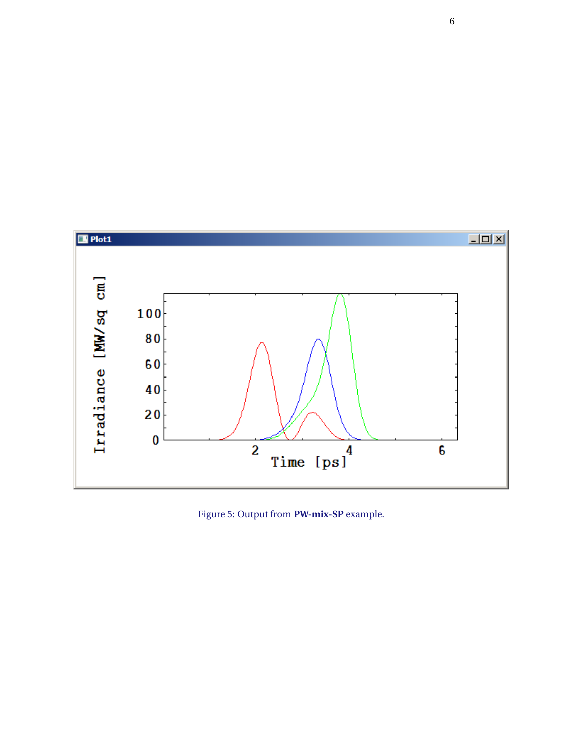Figure 5: Output from **PW-mix-SP** example.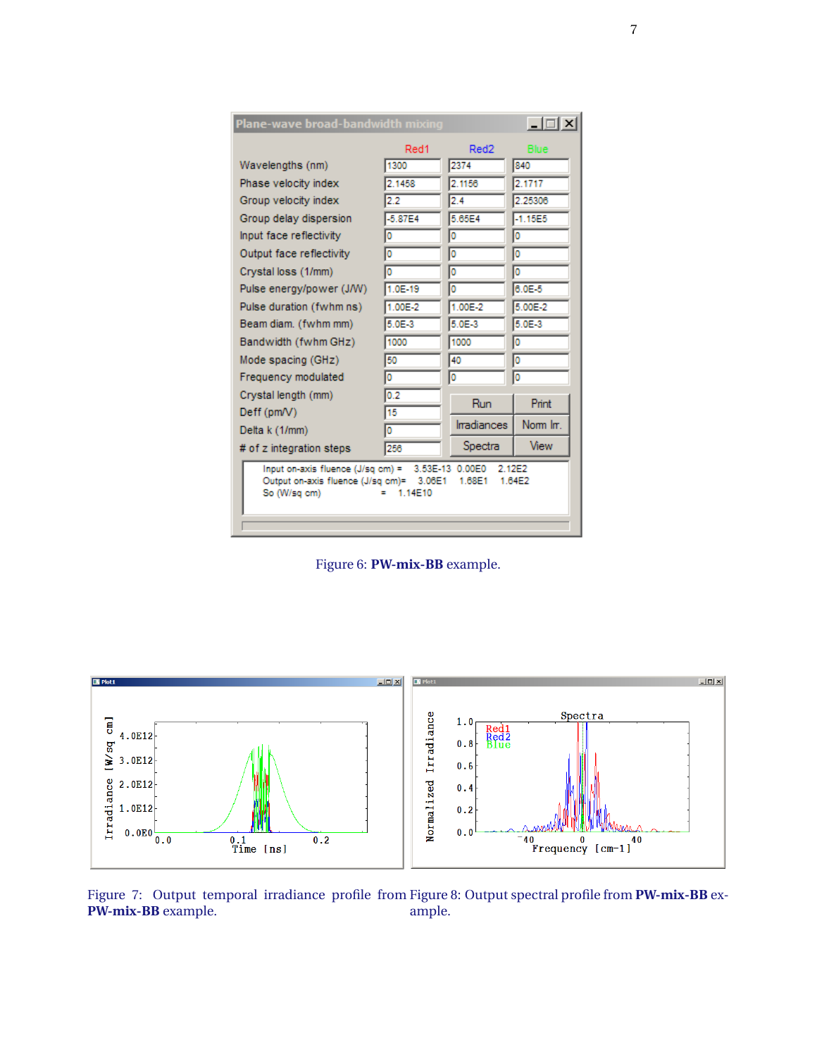Figure 6: **PW-mix-BB** example.

Figure 7: Output temporal irradiance profile from **PW-mix-BB** example.

Figure 8: Output spectral profile from **PW-mix-BB** example.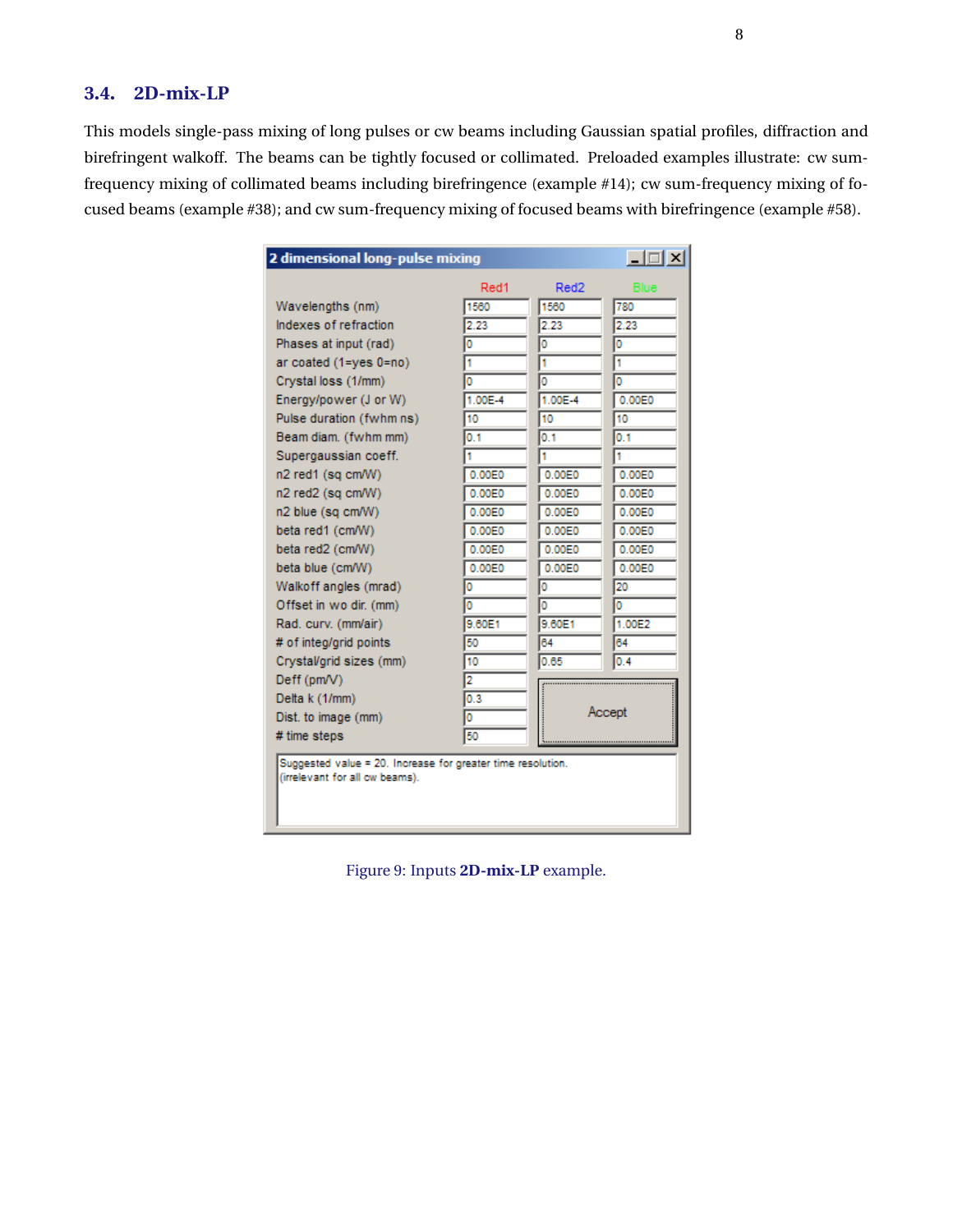### 3.4. 2D-mix-LP

This models single-pass mixing of long pulses or cw beams including Gaussian spatial profiles, diffraction and birefringent walkoff. The beams can be tightly focused or collimated. Preloaded examples illustrate: cw sum-frequency mixing of collimated beams including birefringence (example #14); cw sum-frequency mixing of focused beams (example #38); and cw sum-frequency mixing of focused beams with birefringence (example #58).

**2 dimensional long-pulse mixing**

| | Red1 | Red2 | Blue |
|---|---|---|---|
| Wavelengths (nm) | 1560 | 1560 | 780 |
| Indexes of refraction | 2.23 | 2.23 | 2.23 |
| Phases at input (rad) | 0 | 0 | 0 |
| ar coated (1=yes 0=no) | 1 | 1 | 1 |
| Crystal loss (1/mm) | 0 | 0 | 0 |
| Energy/power (J or W) | 1.00E-4 | 1.00E-4 | 0.00E0 |
| Pulse duration (fwhm ns) | 10 | 10 | 10 |
| Beam diam. (fwhm mm) | 0.1 | 0.1 | 0.1 |
| Supergaussian coeff. | 1 | 1 | 1 |
| n2 red1 (sq cm/W) | 0.00E0 | 0.00E0 | 0.00E0 |
| n2 red2 (sq cm/W) | 0.00E0 | 0.00E0 | 0.00E0 |
| n2 blue (sq cm/W) | 0.00E0 | 0.00E0 | 0.00E0 |
| beta red1 (cm/W) | 0.00E0 | 0.00E0 | 0.00E0 |
| beta red2 (cm/W) | 0.00E0 | 0.00E0 | 0.00E0 |
| beta blue (cm/W) | 0.00E0 | 0.00E0 | 0.00E0 |
| Walkoff angles (mrad) | 0 | 0 | 20 |
| Offset in wo dir. (mm) | 0 | 0 | 0 |
| Rad. curv. (mm/air) | 9.60E1 | 9.60E1 | 1.00E2 |
| # of integ/grid points | 50 | 64 | 64 |
| Crystal/grid sizes (mm) | 10 | 0.65 | 0.4 |
| Deff (pm/V) | 2 | | |
| Delta k (1/mm) | 0.3 | | |
| Dist. to image (mm) | 0 | | |
| # time steps | 50 | | |

Accept

Suggested value = 20. Increase for greater time resolution.
(irrelevant for all cw beams).

Figure 9: Inputs **2D-mix-LP** example.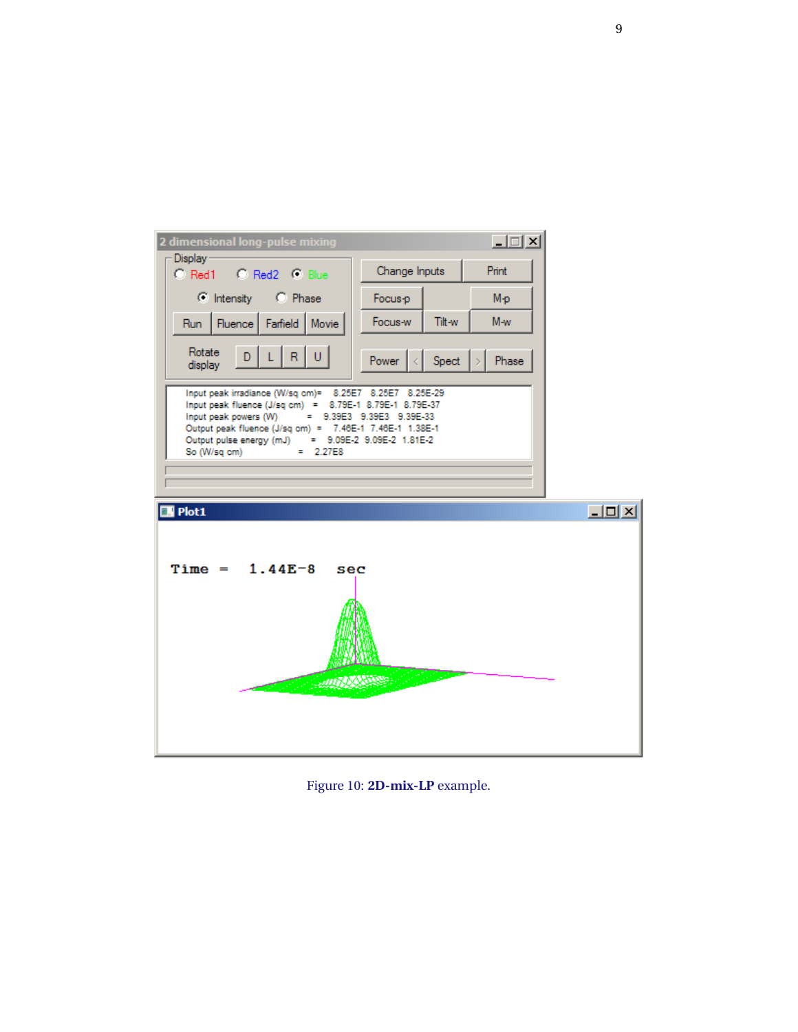Figure 10: **2D-mix-LP** example.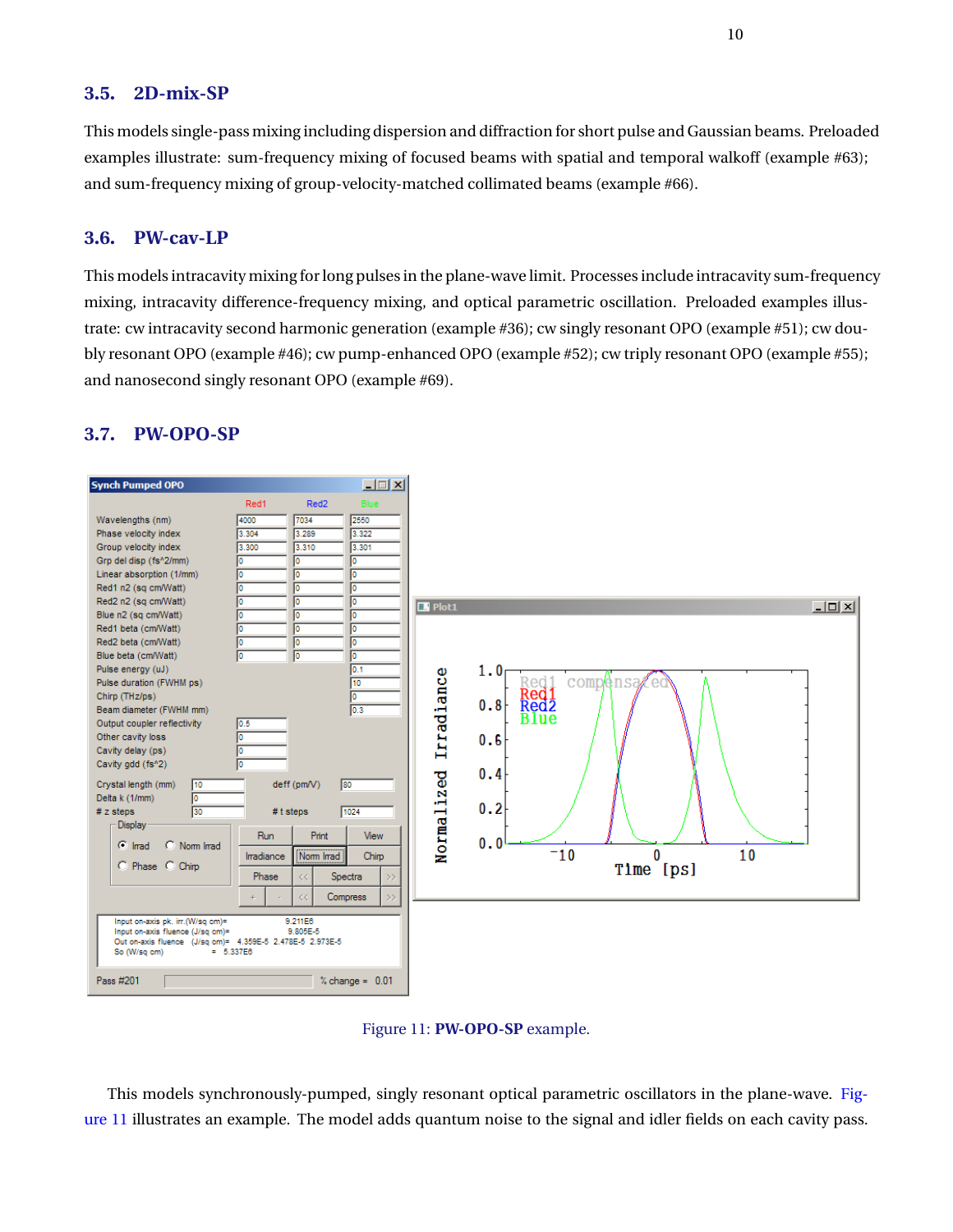### 3.5. 2D-mix-SP

This models single-pass mixing including dispersion and diffraction for short pulse and Gaussian beams. Preloaded examples illustrate: sum-frequency mixing of focused beams with spatial and temporal walkoff (example #63); and sum-frequency mixing of group-velocity-matched collimated beams (example #66).

### 3.6. PW-cav-LP

This models intracavity mixing for long pulses in the plane-wave limit. Processes include intracavity sum-frequency mixing, intracavity difference-frequency mixing, and optical parametric oscillation. Preloaded examples illustrate: cw intracavity second harmonic generation (example #36); cw singly resonant OPO (example #51); cw doubly resonant OPO (example #46); cw pump-enhanced OPO (example #52); cw triply resonant OPO (example #55); and nanosecond singly resonant OPO (example #69).

### 3.7. PW-OPO-SP

Figure 11: **PW-OPO-SP** example.

This models synchronously-pumped, singly resonant optical parametric oscillators in the plane-wave. Figure 11 illustrates an example. The model adds quantum noise to the signal and idler fields on each cavity pass.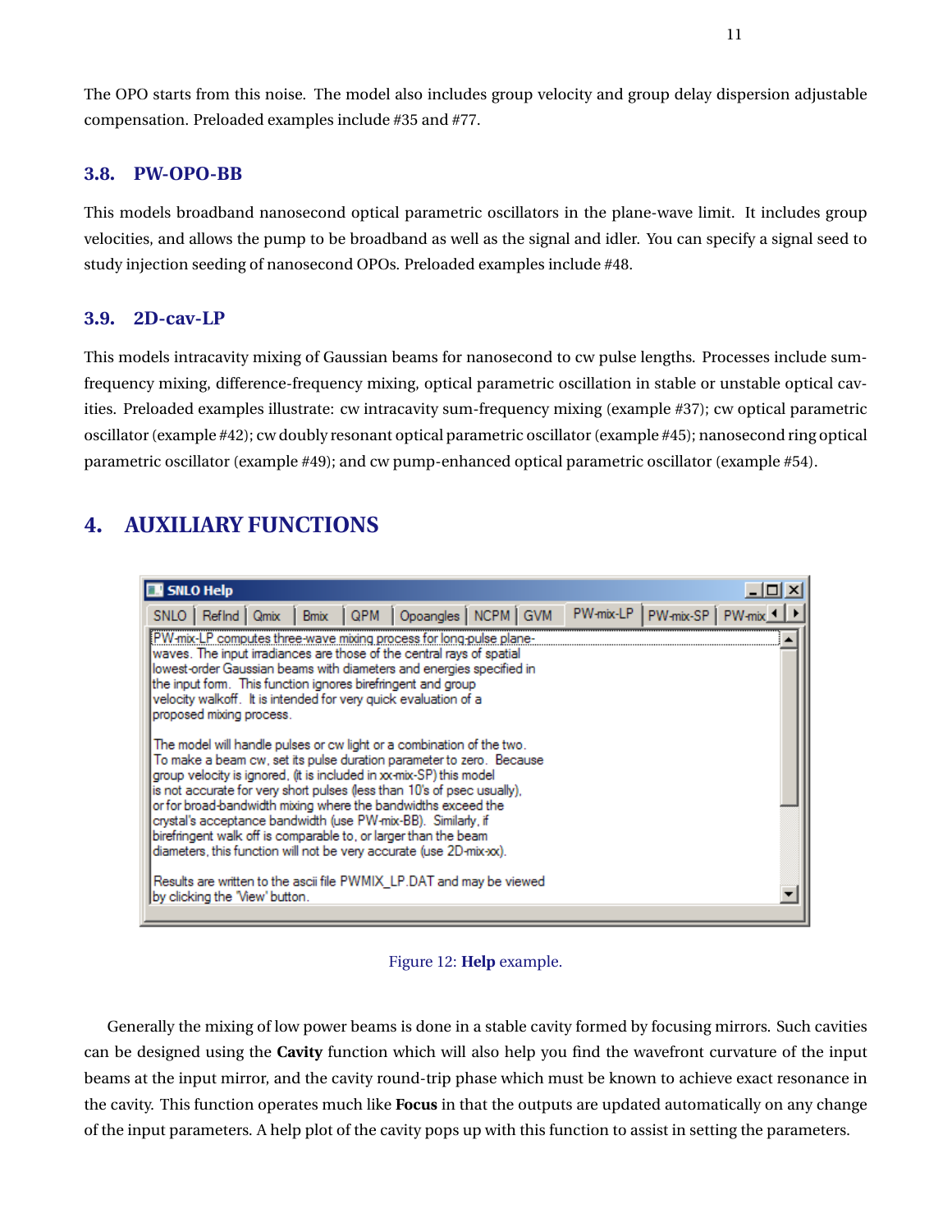The OPO starts from this noise. The model also includes group velocity and group delay dispersion adjustable compensation. Preloaded examples include #35 and #77.

### 3.8. PW-OPO-BB

This models broadband nanosecond optical parametric oscillators in the plane-wave limit. It includes group velocities, and allows the pump to be broadband as well as the signal and idler. You can specify a signal seed to study injection seeding of nanosecond OPOs. Preloaded examples include #48.

### 3.9. 2D-cav-LP

This models intracavity mixing of Gaussian beams for nanosecond to cw pulse lengths. Processes include sum-frequency mixing, difference-frequency mixing, optical parametric oscillation in stable or unstable optical cavities. Preloaded examples illustrate: cw intracavity sum-frequency mixing (example #37); cw optical parametric oscillator (example #42); cw doubly resonant optical parametric oscillator (example #45); nanosecond ring optical parametric oscillator (example #49); and cw pump-enhanced optical parametric oscillator (example #54).

## 4. AUXILIARY FUNCTIONS

SNLO Help

SNLO | RefInd | Qmix | Bmix | QPM | Opoangles | NCPM | GVM | PW-mix-LP | PW-mix-SP | PW-mix

PW-mix-LP computes three-wave mixing process for long-pulse plane-waves. The input irradiances are those of the central rays of spatial lowest-order Gaussian beams with diameters and energies specified in the input form. This function ignores birefringent and group velocity walkoff. It is intended for very quick evaluation of a proposed mixing process.

The model will handle pulses or cw light or a combination of the two. To make a beam cw, set its pulse duration parameter to zero. Because group velocity is ignored, (it is included in xx-mix-SP) this model is not accurate for very short pulses (less than 10's of psec usually), or for broad-bandwidth mixing where the bandwidths exceed the crystal's acceptance bandwidth (use PW-mix-BB). Similarly, if birefringent walk off is comparable to, or larger than the beam diameters, this function will not be very accurate (use 2D-mix-xx).

Results are written to the ascii file PWMIX_LP.DAT and may be viewed by clicking the 'View' button.

Figure 12: **Help** example.

Generally the mixing of low power beams is done in a stable cavity formed by focusing mirrors. Such cavities can be designed using the **Cavity** function which will also help you find the wavefront curvature of the input beams at the input mirror, and the cavity round-trip phase which must be known to achieve exact resonance in the cavity. This function operates much like **Focus** in that the outputs are updated automatically on any change of the input parameters. A help plot of the cavity pops up with this function to assist in setting the parameters.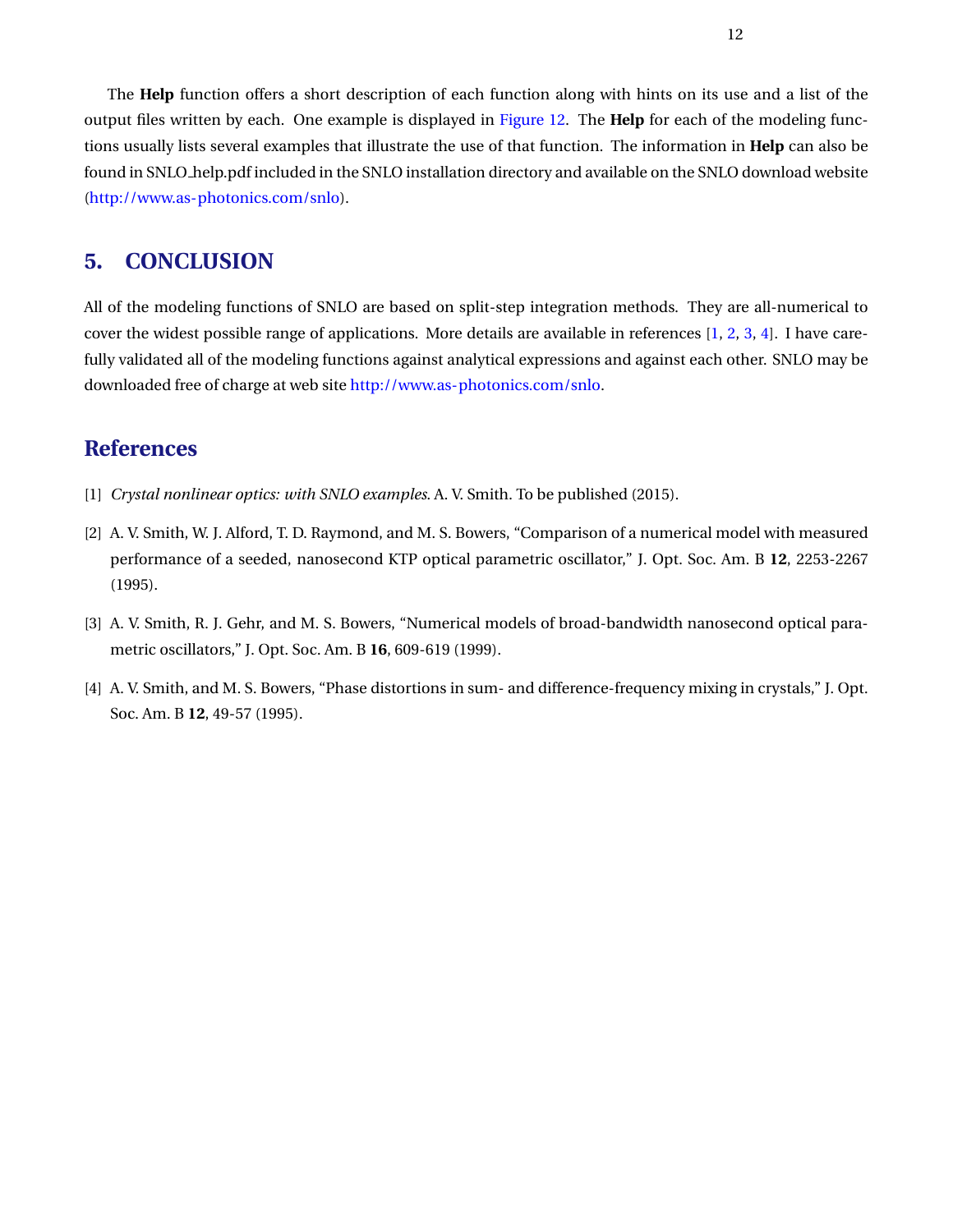The **Help** function offers a short description of each function along with hints on its use and a list of the output files written by each. One example is displayed in Figure 12. The **Help** for each of the modeling functions usually lists several examples that illustrate the use of that function. The information in **Help** can also be found in SNLO_help.pdf included in the SNLO installation directory and available on the SNLO download website (http://www.as-photonics.com/snlo).

## 5. CONCLUSION

All of the modeling functions of SNLO are based on split-step integration methods. They are all-numerical to cover the widest possible range of applications. More details are available in references [1, 2, 3, 4]. I have carefully validated all of the modeling functions against analytical expressions and against each other. SNLO may be downloaded free of charge at web site http://www.as-photonics.com/snlo.

## References

[1] *Crystal nonlinear optics: with SNLO examples.* A. V. Smith. To be published (2015).

[2] A. V. Smith, W. J. Alford, T. D. Raymond, and M. S. Bowers, "Comparison of a numerical model with measured performance of a seeded, nanosecond KTP optical parametric oscillator," J. Opt. Soc. Am. B **12**, 2253-2267 (1995).

[3] A. V. Smith, R. J. Gehr, and M. S. Bowers, "Numerical models of broad-bandwidth nanosecond optical parametric oscillators," J. Opt. Soc. Am. B **16**, 609-619 (1999).

[4] A. V. Smith, and M. S. Bowers, "Phase distortions in sum- and difference-frequency mixing in crystals," J. Opt. Soc. Am. B **12**, 49-57 (1995).